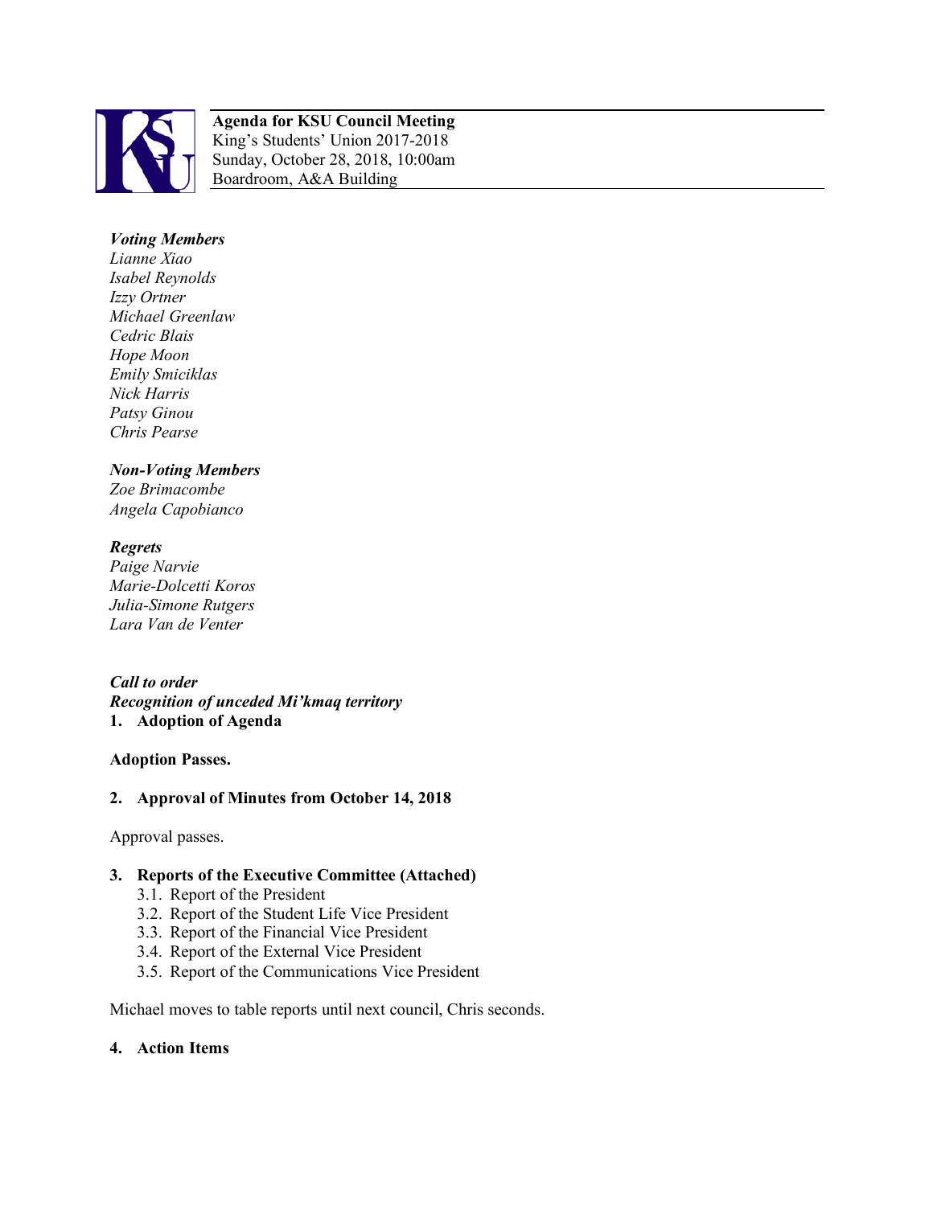**Agenda for KSU Council Meeting**
King's Students' Union 2017-2018
Sunday, October 28, 2018, 10:00am
Boardroom, A&A Building

***Voting Members***
*Lianne Xiao*
*Isabel Reynolds*
*Izzy Ortner*
*Michael Greenlaw*
*Cedric Blais*
*Hope Moon*
*Emily Smiciklas*
*Nick Harris*
*Patsy Ginou*
*Chris Pearse*

***Non-Voting Members***
*Zoe Brimacombe*
*Angela Capobianco*

***Regrets***
*Paige Narvie*
*Marie-Dolcetti Koros*
*Julia-Simone Rutgers*
*Lara Van de Venter*

***Call to order***
***Recognition of unceded Mi'kmaq territory***

**1. Adoption of Agenda**

**Adoption Passes.**

**2. Approval of Minutes from October 14, 2018**

Approval passes.

**3. Reports of the Executive Committee (Attached)**

3.1. Report of the President
3.2. Report of the Student Life Vice President
3.3. Report of the Financial Vice President
3.4. Report of the External Vice President
3.5. Report of the Communications Vice President

Michael moves to table reports until next council, Chris seconds.

**4. Action Items**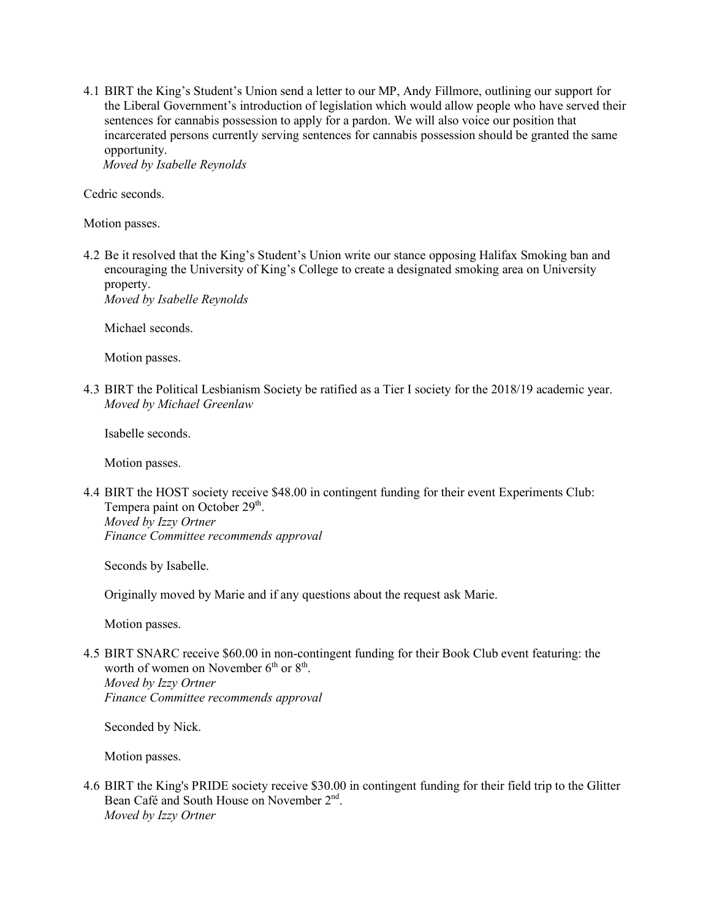4.1 BIRT the King's Student's Union send a letter to our MP, Andy Fillmore, outlining our support for the Liberal Government's introduction of legislation which would allow people who have served their sentences for cannabis possession to apply for a pardon. We will also voice our position that incarcerated persons currently serving sentences for cannabis possession should be granted the same opportunity.
*Moved by Isabelle Reynolds*

Cedric seconds.

Motion passes.

4.2 Be it resolved that the King's Student's Union write our stance opposing Halifax Smoking ban and encouraging the University of King's College to create a designated smoking area on University property.
*Moved by Isabelle Reynolds*

Michael seconds.

Motion passes.

4.3 BIRT the Political Lesbianism Society be ratified as a Tier I society for the 2018/19 academic year.
*Moved by Michael Greenlaw*

Isabelle seconds.

Motion passes.

4.4 BIRT the HOST society receive $48.00 in contingent funding for their event Experiments Club: Tempera paint on October 29th.
*Moved by Izzy Ortner*
*Finance Committee recommends approval*

Seconds by Isabelle.

Originally moved by Marie and if any questions about the request ask Marie.

Motion passes.

4.5 BIRT SNARC receive $60.00 in non-contingent funding for their Book Club event featuring: the worth of women on November 6th or 8th.
*Moved by Izzy Ortner*
*Finance Committee recommends approval*

Seconded by Nick.

Motion passes.

4.6 BIRT the King's PRIDE society receive $30.00 in contingent funding for their field trip to the Glitter Bean Café and South House on November 2nd.
*Moved by Izzy Ortner*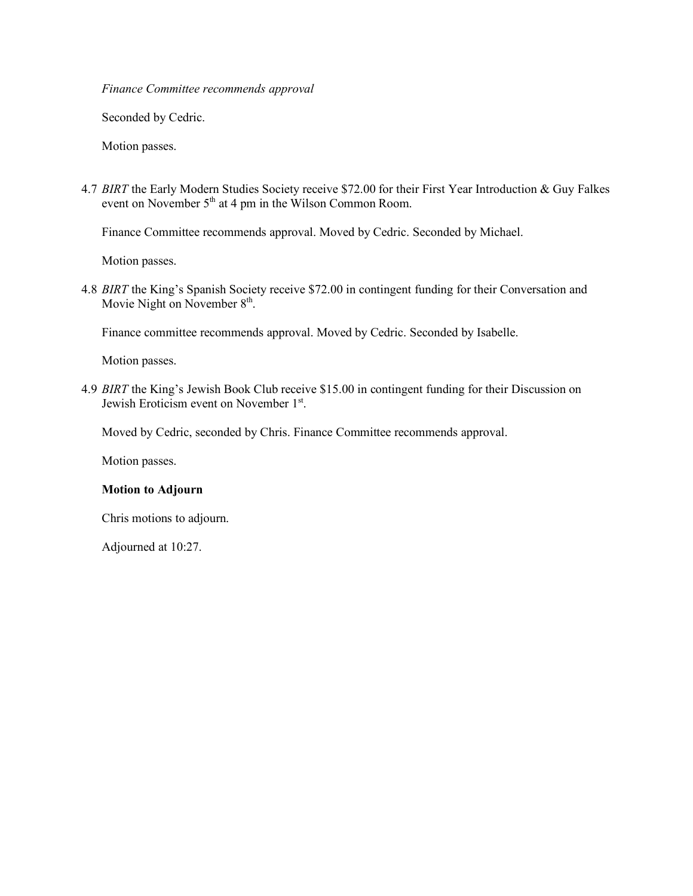*Finance Committee recommends approval*

Seconded by Cedric.

Motion passes.

4.7 *BIRT* the Early Modern Studies Society receive $72.00 for their First Year Introduction & Guy Falkes event on November 5th at 4 pm in the Wilson Common Room.

Finance Committee recommends approval. Moved by Cedric. Seconded by Michael.

Motion passes.

4.8 *BIRT* the King's Spanish Society receive $72.00 in contingent funding for their Conversation and Movie Night on November 8th.

Finance committee recommends approval. Moved by Cedric. Seconded by Isabelle.

Motion passes.

4.9 *BIRT* the King's Jewish Book Club receive $15.00 in contingent funding for their Discussion on Jewish Eroticism event on November 1st.

Moved by Cedric, seconded by Chris. Finance Committee recommends approval.

Motion passes.

**Motion to Adjourn**

Chris motions to adjourn.

Adjourned at 10:27.